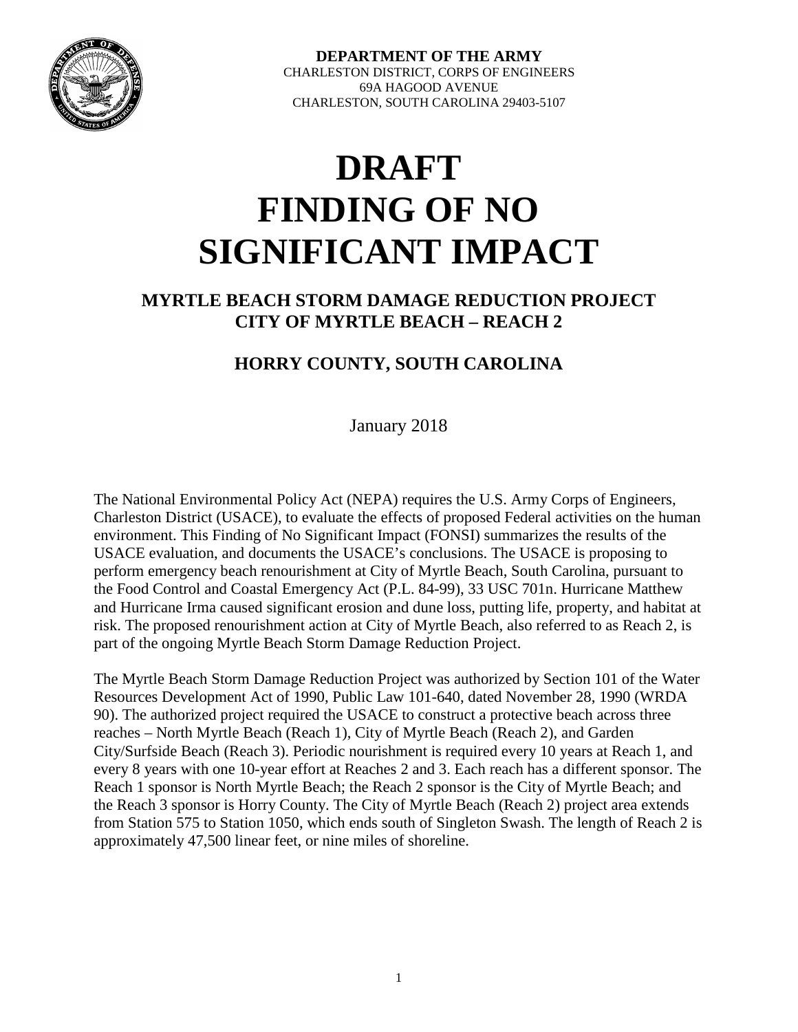**DEPARTMENT OF THE ARMY**
CHARLESTON DISTRICT, CORPS OF ENGINEERS
69A HAGOOD AVENUE
CHARLESTON, SOUTH CAROLINA 29403-5107

# DRAFT FINDING OF NO SIGNIFICANT IMPACT

## MYRTLE BEACH STORM DAMAGE REDUCTION PROJECT CITY OF MYRTLE BEACH – REACH 2

## HORRY COUNTY, SOUTH CAROLINA

January 2018

The National Environmental Policy Act (NEPA) requires the U.S. Army Corps of Engineers, Charleston District (USACE), to evaluate the effects of proposed Federal activities on the human environment. This Finding of No Significant Impact (FONSI) summarizes the results of the USACE evaluation, and documents the USACE's conclusions. The USACE is proposing to perform emergency beach renourishment at City of Myrtle Beach, South Carolina, pursuant to the Food Control and Coastal Emergency Act (P.L. 84-99), 33 USC 701n. Hurricane Matthew and Hurricane Irma caused significant erosion and dune loss, putting life, property, and habitat at risk. The proposed renourishment action at City of Myrtle Beach, also referred to as Reach 2, is part of the ongoing Myrtle Beach Storm Damage Reduction Project.

The Myrtle Beach Storm Damage Reduction Project was authorized by Section 101 of the Water Resources Development Act of 1990, Public Law 101-640, dated November 28, 1990 (WRDA 90). The authorized project required the USACE to construct a protective beach across three reaches – North Myrtle Beach (Reach 1), City of Myrtle Beach (Reach 2), and Garden City/Surfside Beach (Reach 3). Periodic nourishment is required every 10 years at Reach 1, and every 8 years with one 10-year effort at Reaches 2 and 3. Each reach has a different sponsor. The Reach 1 sponsor is North Myrtle Beach; the Reach 2 sponsor is the City of Myrtle Beach; and the Reach 3 sponsor is Horry County. The City of Myrtle Beach (Reach 2) project area extends from Station 575 to Station 1050, which ends south of Singleton Swash. The length of Reach 2 is approximately 47,500 linear feet, or nine miles of shoreline.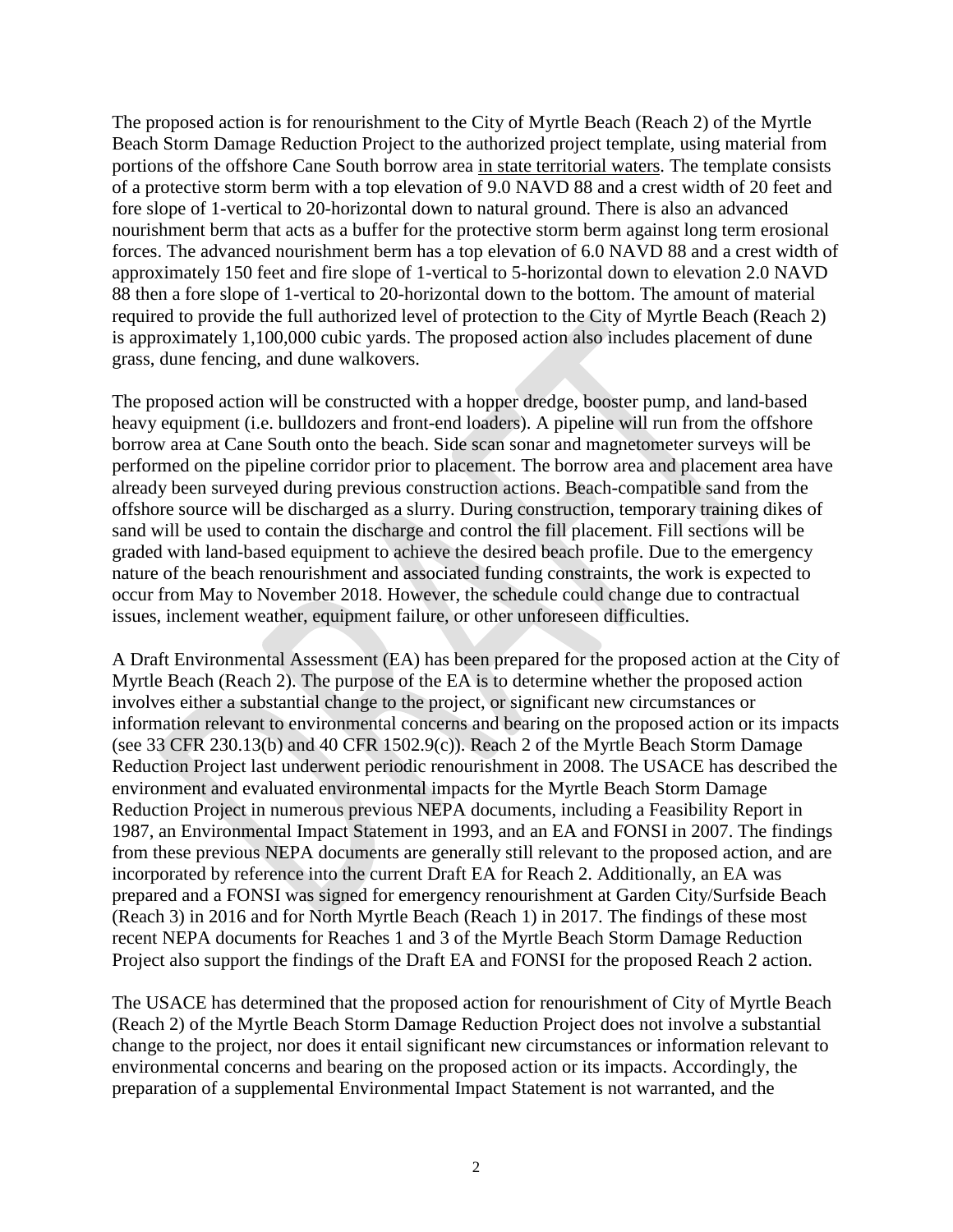The proposed action is for renourishment to the City of Myrtle Beach (Reach 2) of the Myrtle Beach Storm Damage Reduction Project to the authorized project template, using material from portions of the offshore Cane South borrow area <u>in state territorial waters</u>. The template consists of a protective storm berm with a top elevation of 9.0 NAVD 88 and a crest width of 20 feet and fore slope of 1-vertical to 20-horizontal down to natural ground. There is also an advanced nourishment berm that acts as a buffer for the protective storm berm against long term erosional forces. The advanced nourishment berm has a top elevation of 6.0 NAVD 88 and a crest width of approximately 150 feet and fire slope of 1-vertical to 5-horizontal down to elevation 2.0 NAVD 88 then a fore slope of 1-vertical to 20-horizontal down to the bottom. The amount of material required to provide the full authorized level of protection to the City of Myrtle Beach (Reach 2) is approximately 1,100,000 cubic yards. The proposed action also includes placement of dune grass, dune fencing, and dune walkovers.

The proposed action will be constructed with a hopper dredge, booster pump, and land-based heavy equipment (i.e. bulldozers and front-end loaders). A pipeline will run from the offshore borrow area at Cane South onto the beach. Side scan sonar and magnetometer surveys will be performed on the pipeline corridor prior to placement. The borrow area and placement area have already been surveyed during previous construction actions. Beach-compatible sand from the offshore source will be discharged as a slurry. During construction, temporary training dikes of sand will be used to contain the discharge and control the fill placement. Fill sections will be graded with land-based equipment to achieve the desired beach profile. Due to the emergency nature of the beach renourishment and associated funding constraints, the work is expected to occur from May to November 2018. However, the schedule could change due to contractual issues, inclement weather, equipment failure, or other unforeseen difficulties.

A Draft Environmental Assessment (EA) has been prepared for the proposed action at the City of Myrtle Beach (Reach 2). The purpose of the EA is to determine whether the proposed action involves either a substantial change to the project, or significant new circumstances or information relevant to environmental concerns and bearing on the proposed action or its impacts (see 33 CFR 230.13(b) and 40 CFR 1502.9(c)). Reach 2 of the Myrtle Beach Storm Damage Reduction Project last underwent periodic renourishment in 2008. The USACE has described the environment and evaluated environmental impacts for the Myrtle Beach Storm Damage Reduction Project in numerous previous NEPA documents, including a Feasibility Report in 1987, an Environmental Impact Statement in 1993, and an EA and FONSI in 2007. The findings from these previous NEPA documents are generally still relevant to the proposed action, and are incorporated by reference into the current Draft EA for Reach 2. Additionally, an EA was prepared and a FONSI was signed for emergency renourishment at Garden City/Surfside Beach (Reach 3) in 2016 and for North Myrtle Beach (Reach 1) in 2017. The findings of these most recent NEPA documents for Reaches 1 and 3 of the Myrtle Beach Storm Damage Reduction Project also support the findings of the Draft EA and FONSI for the proposed Reach 2 action.

The USACE has determined that the proposed action for renourishment of City of Myrtle Beach (Reach 2) of the Myrtle Beach Storm Damage Reduction Project does not involve a substantial change to the project, nor does it entail significant new circumstances or information relevant to environmental concerns and bearing on the proposed action or its impacts. Accordingly, the preparation of a supplemental Environmental Impact Statement is not warranted, and the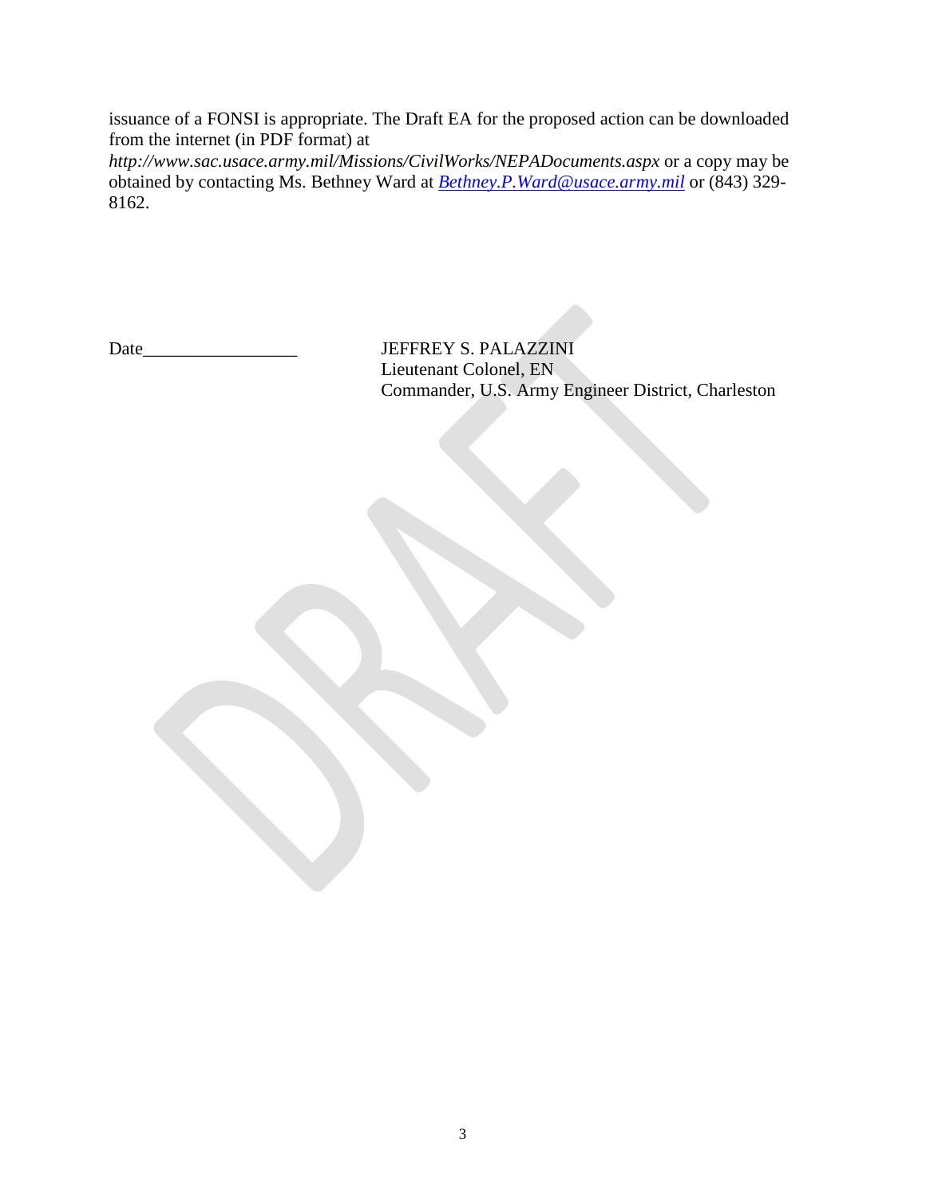issuance of a FONSI is appropriate. The Draft EA for the proposed action can be downloaded from the internet (in PDF format) at *http://www.sac.usace.army.mil/Missions/CivilWorks/NEPADocuments.aspx* or a copy may be obtained by contacting Ms. Bethney Ward at *Bethney.P.Ward@usace.army.mil* or (843) 329-8162.

Date_________________

JEFFREY S. PALAZZINI
Lieutenant Colonel, EN
Commander, U.S. Army Engineer District, Charleston

DRAFT